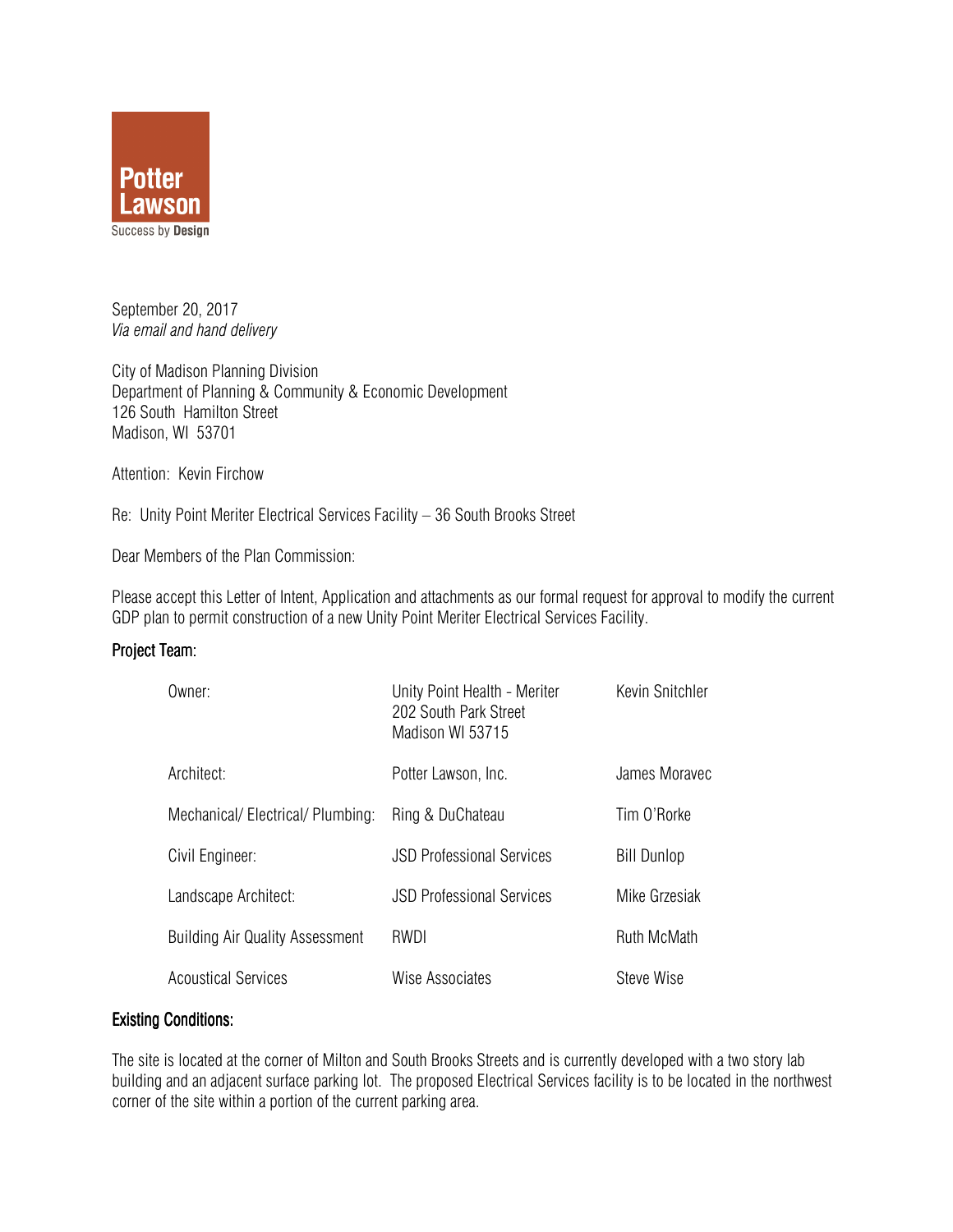Potter Lawson
Success by **Design**

September 20, 2017
*Via email and hand delivery*

City of Madison Planning Division
Department of Planning & Community & Economic Development
126 South Hamilton Street
Madison, WI 53701

Attention: Kevin Firchow

Re: Unity Point Meriter Electrical Services Facility – 36 South Brooks Street

Dear Members of the Plan Commission:

Please accept this Letter of Intent, Application and attachments as our formal request for approval to modify the current GDP plan to permit construction of a new Unity Point Meriter Electrical Services Facility.

## Project Team:

| | | |
|---|---|---|
| Owner: | Unity Point Health - Meriter<br>202 South Park Street<br>Madison WI 53715 | Kevin Snitchler |
| Architect: | Potter Lawson, Inc. | James Moravec |
| Mechanical/ Electrical/ Plumbing: | Ring & DuChateau | Tim O'Rorke |
| Civil Engineer: | JSD Professional Services | Bill Dunlop |
| Landscape Architect: | JSD Professional Services | Mike Grzesiak |
| Building Air Quality Assessment | RWDI | Ruth McMath |
| Acoustical Services | Wise Associates | Steve Wise |

## Existing Conditions:

The site is located at the corner of Milton and South Brooks Streets and is currently developed with a two story lab building and an adjacent surface parking lot. The proposed Electrical Services facility is to be located in the northwest corner of the site within a portion of the current parking area.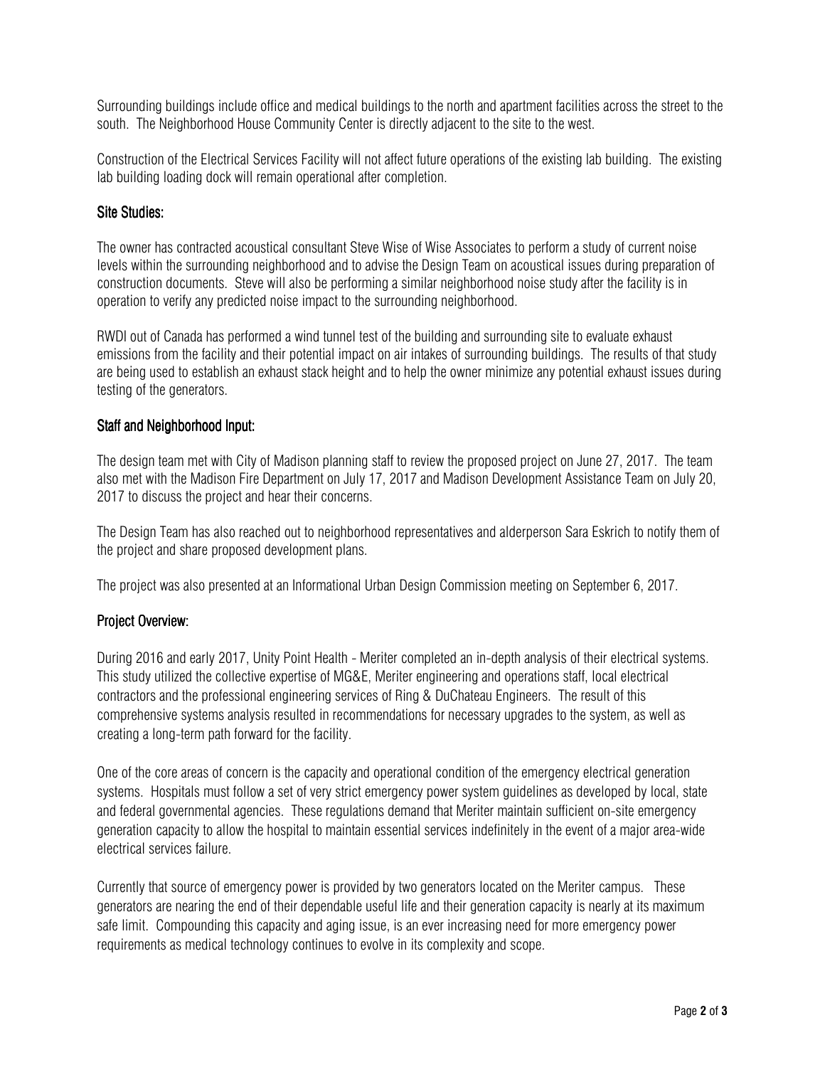Surrounding buildings include office and medical buildings to the north and apartment facilities across the street to the south. The Neighborhood House Community Center is directly adjacent to the site to the west.

Construction of the Electrical Services Facility will not affect future operations of the existing lab building. The existing lab building loading dock will remain operational after completion.

## Site Studies:

The owner has contracted acoustical consultant Steve Wise of Wise Associates to perform a study of current noise levels within the surrounding neighborhood and to advise the Design Team on acoustical issues during preparation of construction documents. Steve will also be performing a similar neighborhood noise study after the facility is in operation to verify any predicted noise impact to the surrounding neighborhood.

RWDI out of Canada has performed a wind tunnel test of the building and surrounding site to evaluate exhaust emissions from the facility and their potential impact on air intakes of surrounding buildings. The results of that study are being used to establish an exhaust stack height and to help the owner minimize any potential exhaust issues during testing of the generators.

## Staff and Neighborhood Input:

The design team met with City of Madison planning staff to review the proposed project on June 27, 2017. The team also met with the Madison Fire Department on July 17, 2017 and Madison Development Assistance Team on July 20, 2017 to discuss the project and hear their concerns.

The Design Team has also reached out to neighborhood representatives and alderperson Sara Eskrich to notify them of the project and share proposed development plans.

The project was also presented at an Informational Urban Design Commission meeting on September 6, 2017.

## Project Overview:

During 2016 and early 2017, Unity Point Health - Meriter completed an in-depth analysis of their electrical systems. This study utilized the collective expertise of MG&E, Meriter engineering and operations staff, local electrical contractors and the professional engineering services of Ring & DuChateau Engineers. The result of this comprehensive systems analysis resulted in recommendations for necessary upgrades to the system, as well as creating a long-term path forward for the facility.

One of the core areas of concern is the capacity and operational condition of the emergency electrical generation systems. Hospitals must follow a set of very strict emergency power system guidelines as developed by local, state and federal governmental agencies. These regulations demand that Meriter maintain sufficient on-site emergency generation capacity to allow the hospital to maintain essential services indefinitely in the event of a major area-wide electrical services failure.

Currently that source of emergency power is provided by two generators located on the Meriter campus. These generators are nearing the end of their dependable useful life and their generation capacity is nearly at its maximum safe limit. Compounding this capacity and aging issue, is an ever increasing need for more emergency power requirements as medical technology continues to evolve in its complexity and scope.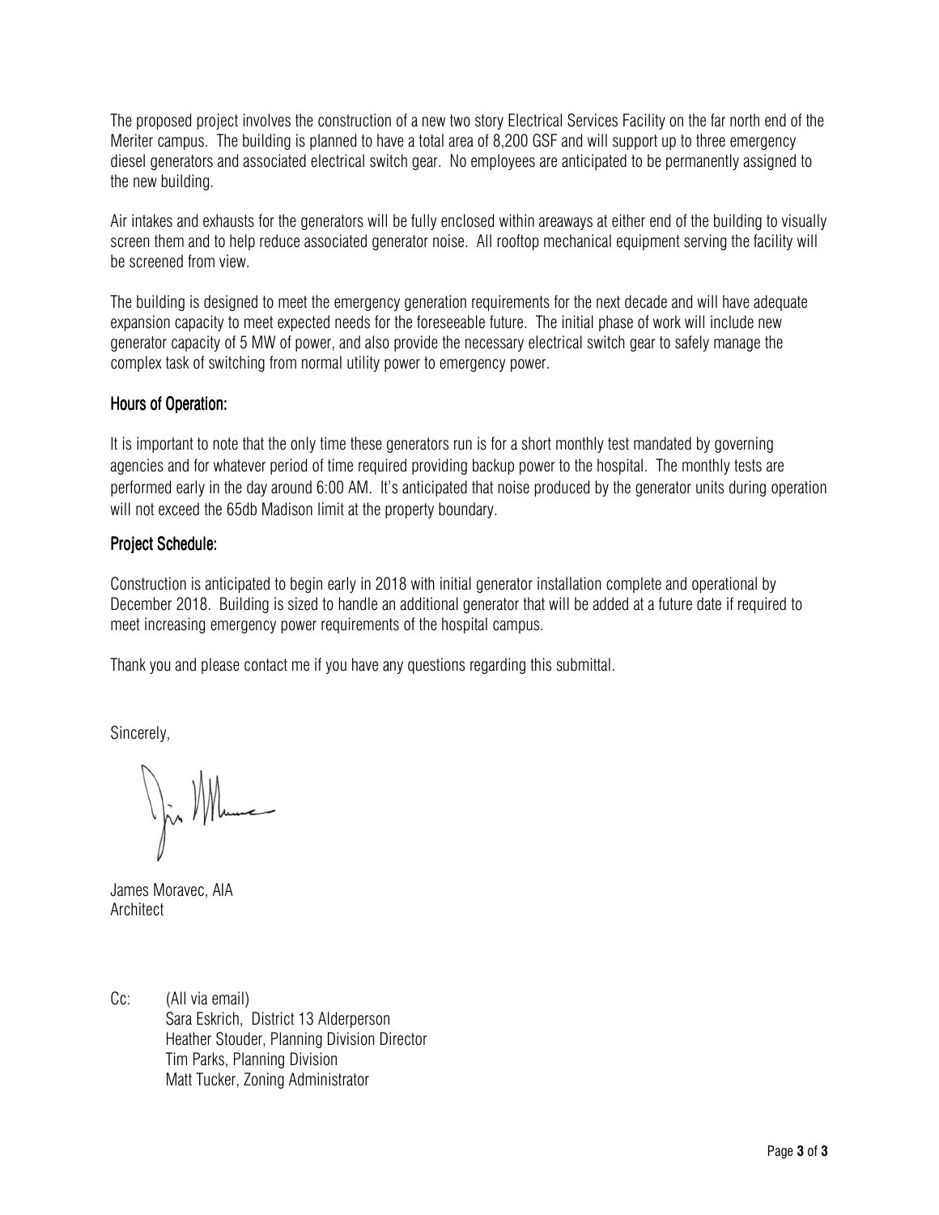The proposed project involves the construction of a new two story Electrical Services Facility on the far north end of the Meriter campus. The building is planned to have a total area of 8,200 GSF and will support up to three emergency diesel generators and associated electrical switch gear. No employees are anticipated to be permanently assigned to the new building.

Air intakes and exhausts for the generators will be fully enclosed within areaways at either end of the building to visually screen them and to help reduce associated generator noise. All rooftop mechanical equipment serving the facility will be screened from view.

The building is designed to meet the emergency generation requirements for the next decade and will have adequate expansion capacity to meet expected needs for the foreseeable future. The initial phase of work will include new generator capacity of 5 MW of power, and also provide the necessary electrical switch gear to safely manage the complex task of switching from normal utility power to emergency power.

## Hours of Operation:

It is important to note that the only time these generators run is for a short monthly test mandated by governing agencies and for whatever period of time required providing backup power to the hospital. The monthly tests are performed early in the day around 6:00 AM. It's anticipated that noise produced by the generator units during operation will not exceed the 65db Madison limit at the property boundary.

## Project Schedule:

Construction is anticipated to begin early in 2018 with initial generator installation complete and operational by December 2018. Building is sized to handle an additional generator that will be added at a future date if required to meet increasing emergency power requirements of the hospital campus.

Thank you and please contact me if you have any questions regarding this submittal.

Sincerely,

James Moravec, AIA
Architect

Cc: (All via email)
Sara Eskrich, District 13 Alderperson
Heather Stouder, Planning Division Director
Tim Parks, Planning Division
Matt Tucker, Zoning Administrator